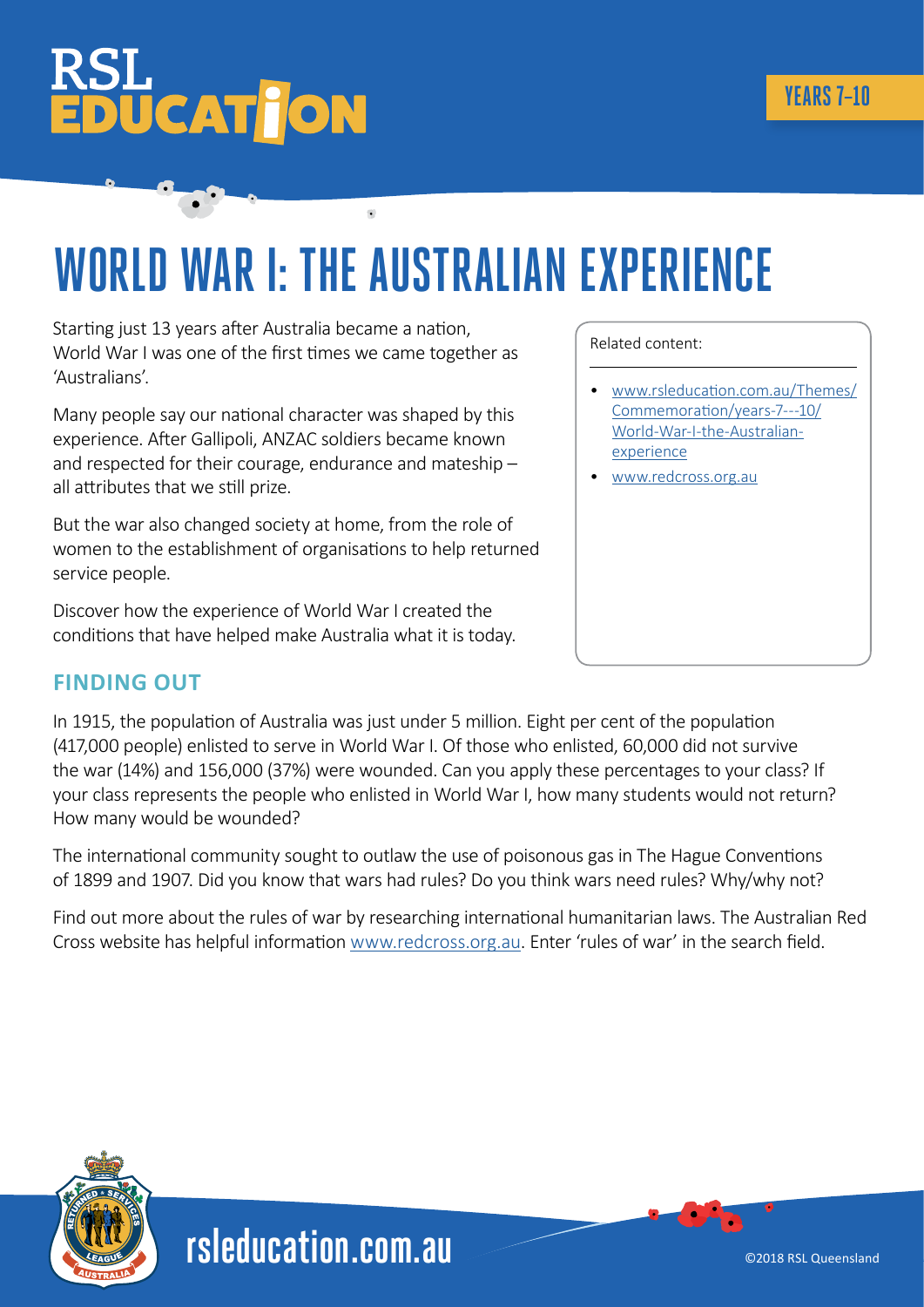# WORLD WAR I: THE AUSTRALIAN EXPERIENCE

YEARS 7–10

Starting just 13 years after Australia became a nation, World War I was one of the first times we came together as 'Australians'.

Many people say our national character was shaped by this experience. After Gallipoli, ANZAC soldiers became known and respected for their courage, endurance and mateship – all attributes that we still prize.

But the war also changed society at home, from the role of women to the establishment of organisations to help returned service people.

Discover how the experience of World War I created the conditions that have helped make Australia what it is today.

Related content:

- www.rsleducation.com.au/Themes/Commemoration/years-7---10/World-War-I-the-Australian-experience
- www.redcross.org.au

## FINDING OUT

In 1915, the population of Australia was just under 5 million. Eight per cent of the population (417,000 people) enlisted to serve in World War I. Of those who enlisted, 60,000 did not survive the war (14%) and 156,000 (37%) were wounded. Can you apply these percentages to your class? If your class represents the people who enlisted in World War I, how many students would not return? How many would be wounded?

The international community sought to outlaw the use of poisonous gas in The Hague Conventions of 1899 and 1907. Did you know that wars had rules? Do you think wars need rules? Why/why not?

Find out more about the rules of war by researching international humanitarian laws. The Australian Red Cross website has helpful information www.redcross.org.au. Enter 'rules of war' in the search field.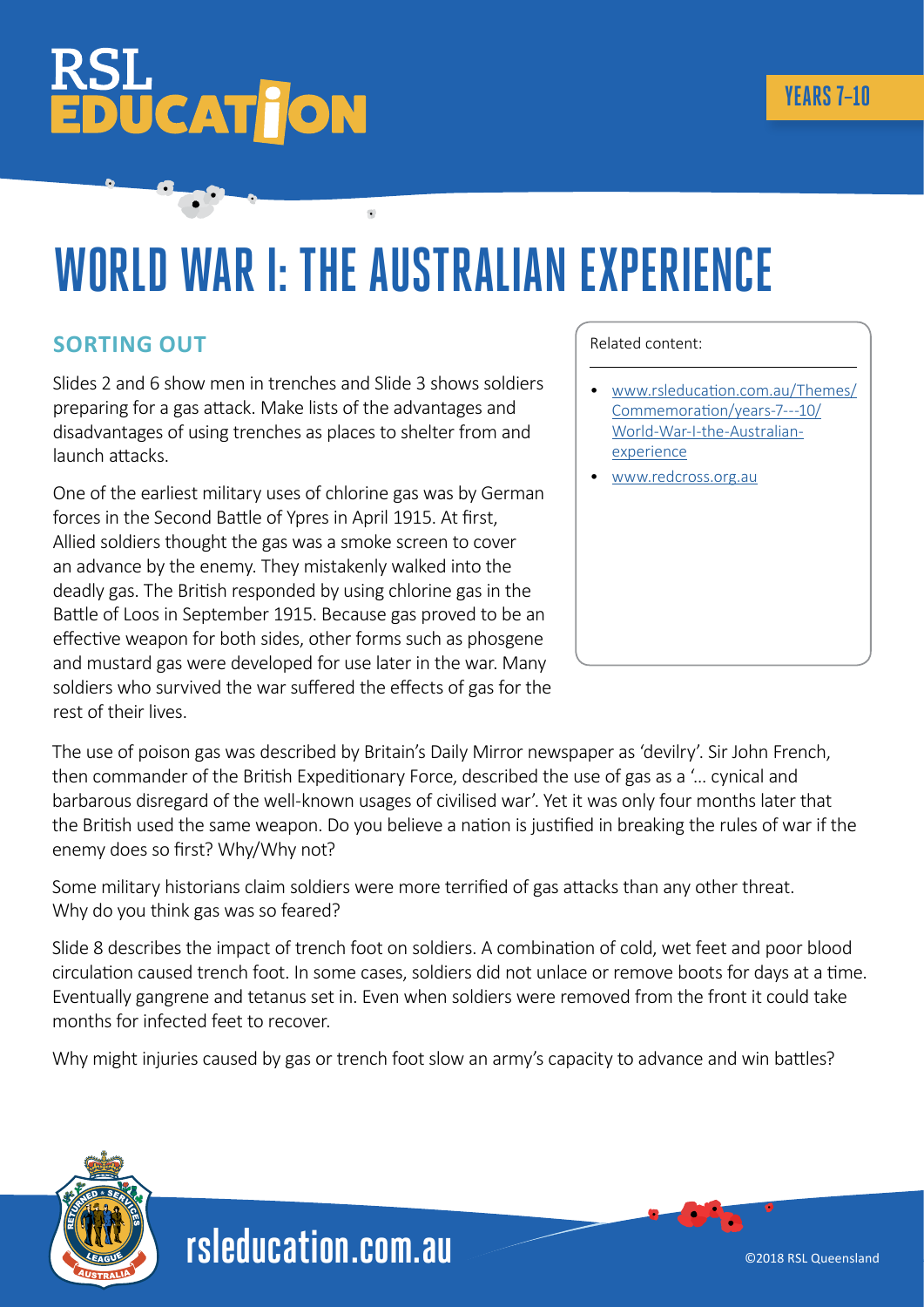# WORLD WAR I: THE AUSTRALIAN EXPERIENCE

## SORTING OUT

Slides 2 and 6 show men in trenches and Slide 3 shows soldiers preparing for a gas attack. Make lists of the advantages and disadvantages of using trenches as places to shelter from and launch attacks.

One of the earliest military uses of chlorine gas was by German forces in the Second Battle of Ypres in April 1915. At first, Allied soldiers thought the gas was a smoke screen to cover an advance by the enemy. They mistakenly walked into the deadly gas. The British responded by using chlorine gas in the Battle of Loos in September 1915. Because gas proved to be an effective weapon for both sides, other forms such as phosgene and mustard gas were developed for use later in the war. Many soldiers who survived the war suffered the effects of gas for the rest of their lives.

Related content:

- www.rsleducation.com.au/Themes/Commemoration/years-7---10/World-War-I-the-Australian-experience
- www.redcross.org.au

The use of poison gas was described by Britain's Daily Mirror newspaper as 'devilry'. Sir John French, then commander of the British Expeditionary Force, described the use of gas as a '... cynical and barbarous disregard of the well-known usages of civilised war'. Yet it was only four months later that the British used the same weapon. Do you believe a nation is justified in breaking the rules of war if the enemy does so first? Why/Why not?

Some military historians claim soldiers were more terrified of gas attacks than any other threat. Why do you think gas was so feared?

Slide 8 describes the impact of trench foot on soldiers. A combination of cold, wet feet and poor blood circulation caused trench foot. In some cases, soldiers did not unlace or remove boots for days at a time. Eventually gangrene and tetanus set in. Even when soldiers were removed from the front it could take months for infected feet to recover.

Why might injuries caused by gas or trench foot slow an army's capacity to advance and win battles?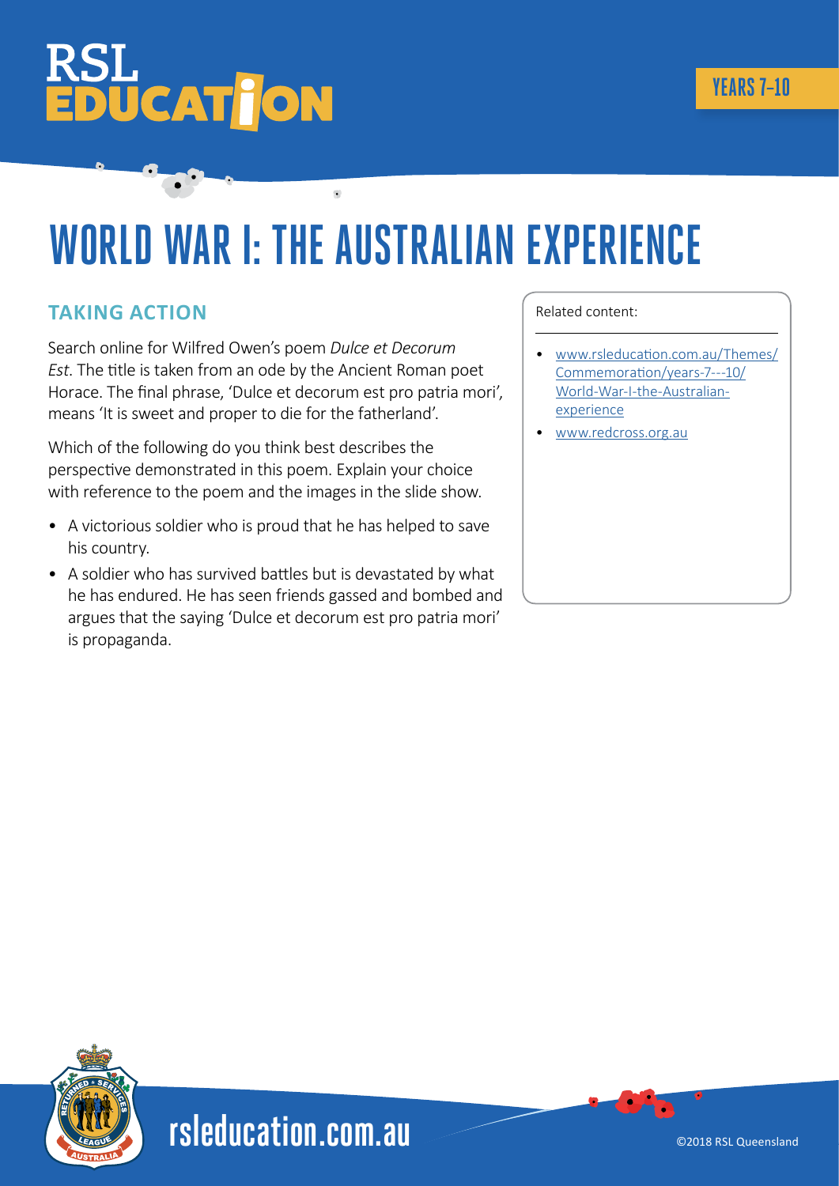# WORLD WAR I: THE AUSTRALIAN EXPERIENCE

## TAKING ACTION

Search online for Wilfred Owen's poem *Dulce et Decorum Est*. The title is taken from an ode by the Ancient Roman poet Horace. The final phrase, 'Dulce et decorum est pro patria mori', means 'It is sweet and proper to die for the fatherland'.

Which of the following do you think best describes the perspective demonstrated in this poem. Explain your choice with reference to the poem and the images in the slide show.

- A victorious soldier who is proud that he has helped to save his country.
- A soldier who has survived battles but is devastated by what he has endured. He has seen friends gassed and bombed and argues that the saying 'Dulce et decorum est pro patria mori' is propaganda.

Related content:

- www.rsleducation.com.au/Themes/Commemoration/years-7---10/World-War-I-the-Australian-experience
- www.redcross.org.au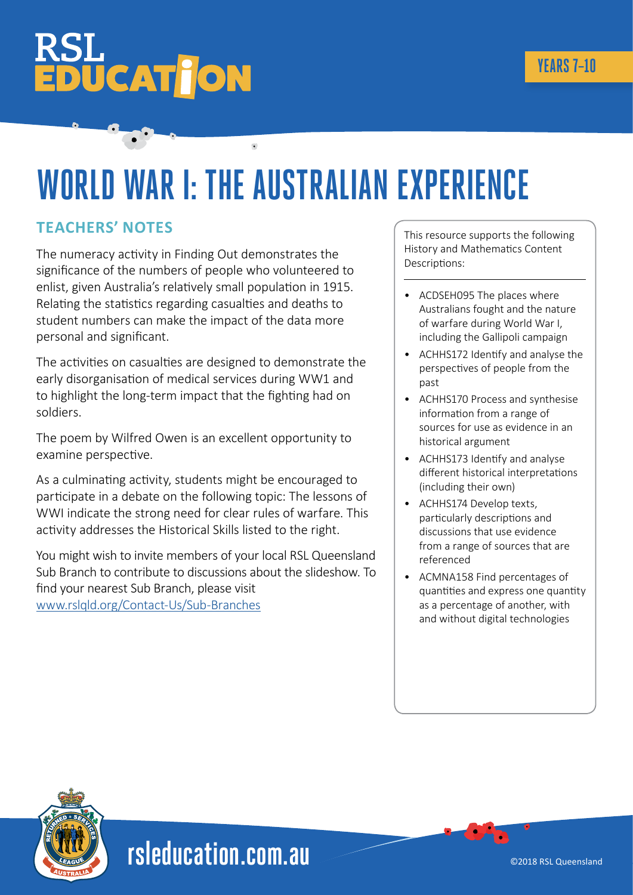RSL EDUCATION

YEARS 7–10

# WORLD WAR I: THE AUSTRALIAN EXPERIENCE

## TEACHERS' NOTES

The numeracy activity in Finding Out demonstrates the significance of the numbers of people who volunteered to enlist, given Australia's relatively small population in 1915. Relating the statistics regarding casualties and deaths to student numbers can make the impact of the data more personal and significant.

The activities on casualties are designed to demonstrate the early disorganisation of medical services during WW1 and to highlight the long-term impact that the fighting had on soldiers.

The poem by Wilfred Owen is an excellent opportunity to examine perspective.

As a culminating activity, students might be encouraged to participate in a debate on the following topic: The lessons of WWI indicate the strong need for clear rules of warfare. This activity addresses the Historical Skills listed to the right.

You might wish to invite members of your local RSL Queensland Sub Branch to contribute to discussions about the slideshow. To find your nearest Sub Branch, please visit www.rslqld.org/Contact-Us/Sub-Branches

This resource supports the following History and Mathematics Content Descriptions:

- ACDSEH095 The places where Australians fought and the nature of warfare during World War I, including the Gallipoli campaign
- ACHHS172 Identify and analyse the perspectives of people from the past
- ACHHS170 Process and synthesise information from a range of sources for use as evidence in an historical argument
- ACHHS173 Identify and analyse different historical interpretations (including their own)
- ACHHS174 Develop texts, particularly descriptions and discussions that use evidence from a range of sources that are referenced
- ACMNA158 Find percentages of quantities and express one quantity as a percentage of another, with and without digital technologies

rsleducation.com.au

©2018 RSL Queensland